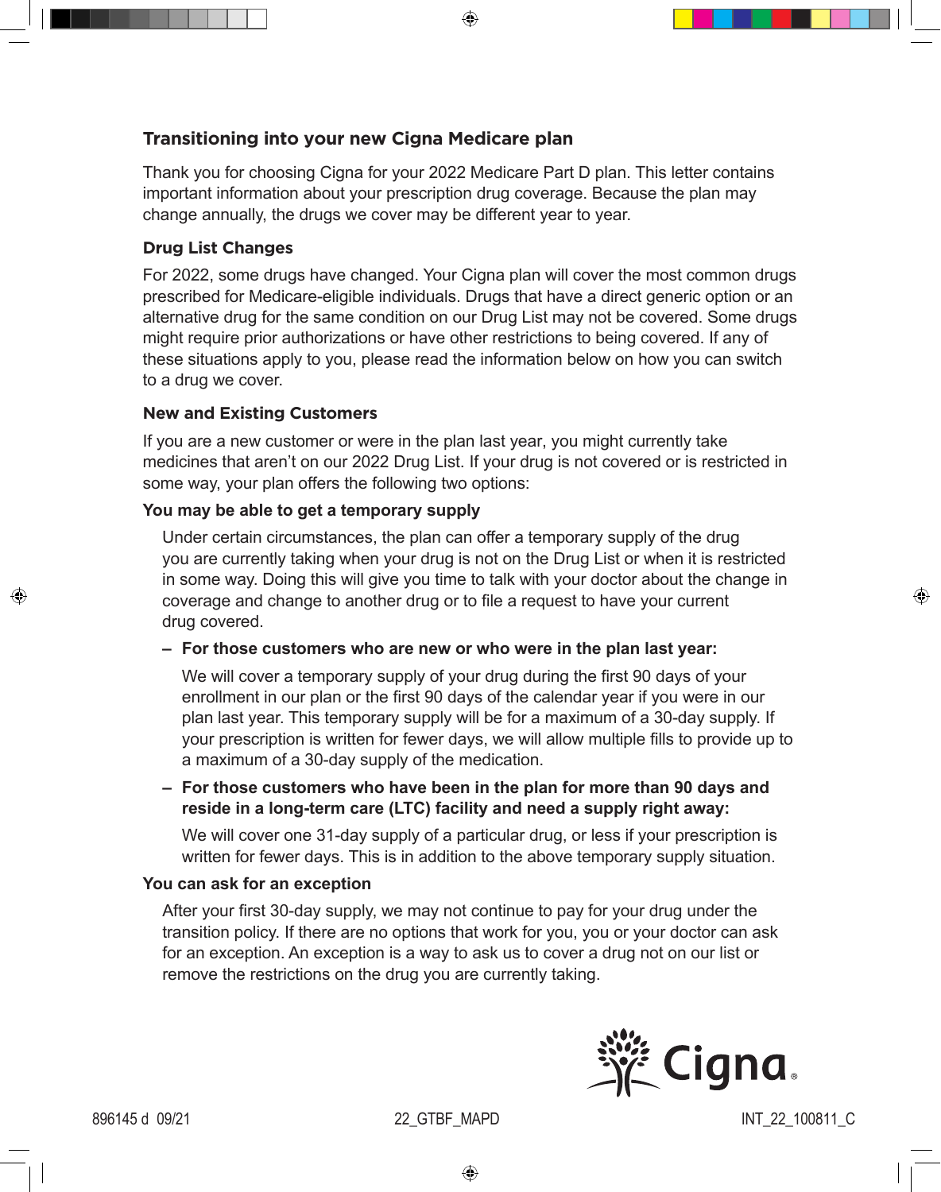## Transitioning into your new Cigna Medicare plan

Thank you for choosing Cigna for your 2022 Medicare Part D plan. This letter contains important information about your prescription drug coverage. Because the plan may change annually, the drugs we cover may be different year to year.

### Drug List Changes

For 2022, some drugs have changed. Your Cigna plan will cover the most common drugs prescribed for Medicare-eligible individuals. Drugs that have a direct generic option or an alternative drug for the same condition on our Drug List may not be covered. Some drugs might require prior authorizations or have other restrictions to being covered. If any of these situations apply to you, please read the information below on how you can switch to a drug we cover.

### New and Existing Customers

If you are a new customer or were in the plan last year, you might currently take medicines that aren't on our 2022 Drug List. If your drug is not covered or is restricted in some way, your plan offers the following two options:

**You may be able to get a temporary supply**

Under certain circumstances, the plan can offer a temporary supply of the drug you are currently taking when your drug is not on the Drug List or when it is restricted in some way. Doing this will give you time to talk with your doctor about the change in coverage and change to another drug or to file a request to have your current drug covered.

- **For those customers who are new or who were in the plan last year:**

  We will cover a temporary supply of your drug during the first 90 days of your enrollment in our plan or the first 90 days of the calendar year if you were in our plan last year. This temporary supply will be for a maximum of a 30-day supply. If your prescription is written for fewer days, we will allow multiple fills to provide up to a maximum of a 30-day supply of the medication.

- **For those customers who have been in the plan for more than 90 days and reside in a long-term care (LTC) facility and need a supply right away:**

  We will cover one 31-day supply of a particular drug, or less if your prescription is written for fewer days. This is in addition to the above temporary supply situation.

**You can ask for an exception**

After your first 30-day supply, we may not continue to pay for your drug under the transition policy. If there are no options that work for you, you or your doctor can ask for an exception. An exception is a way to ask us to cover a drug not on our list or remove the restrictions on the drug you are currently taking.

896145 d 09/21 22_GTBF_MAPD INT_22_100811_C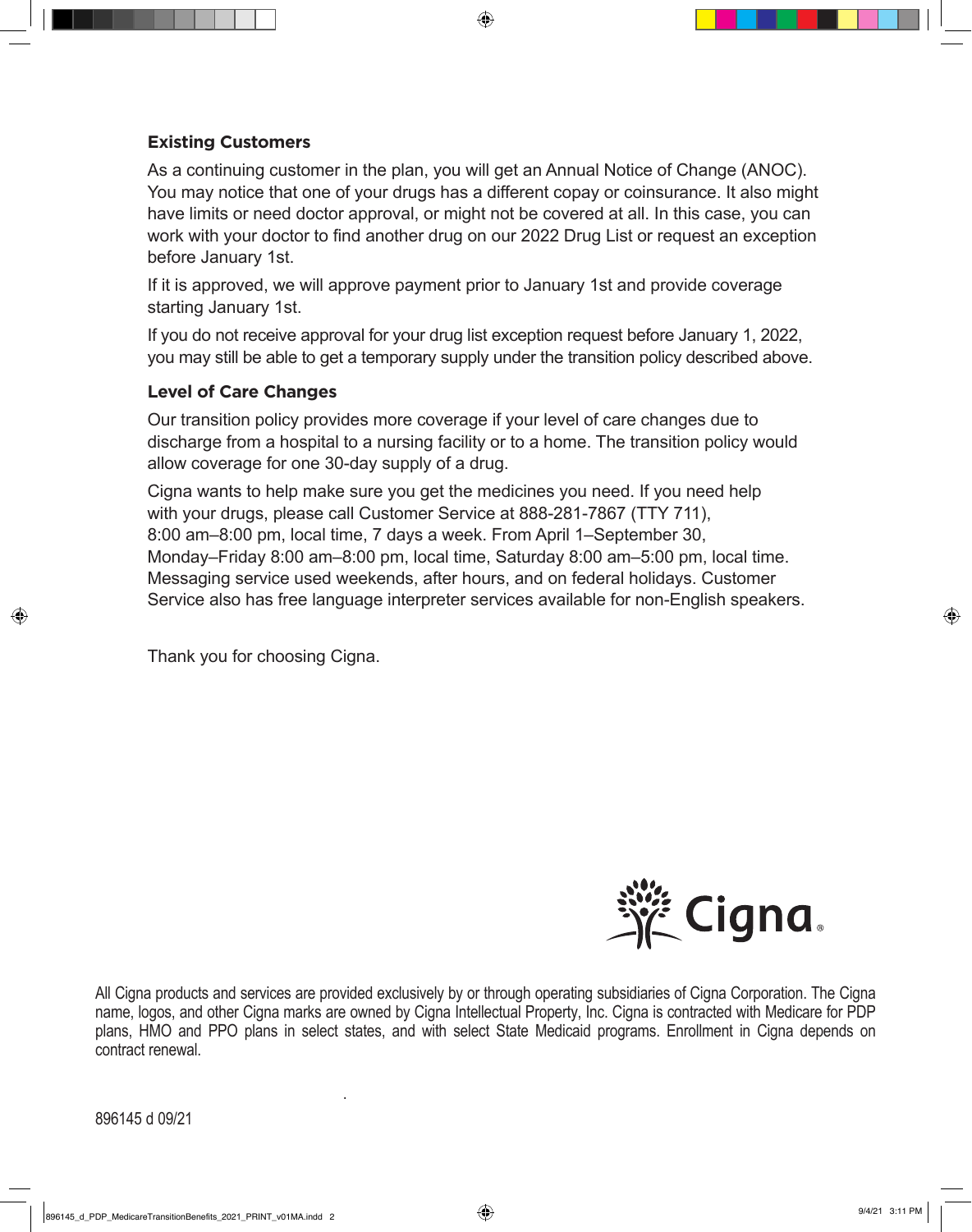### Existing Customers

As a continuing customer in the plan, you will get an Annual Notice of Change (ANOC). You may notice that one of your drugs has a different copay or coinsurance. It also might have limits or need doctor approval, or might not be covered at all. In this case, you can work with your doctor to find another drug on our 2022 Drug List or request an exception before January 1st.

If it is approved, we will approve payment prior to January 1st and provide coverage starting January 1st.

If you do not receive approval for your drug list exception request before January 1, 2022, you may still be able to get a temporary supply under the transition policy described above.

### Level of Care Changes

Our transition policy provides more coverage if your level of care changes due to discharge from a hospital to a nursing facility or to a home. The transition policy would allow coverage for one 30-day supply of a drug.

Cigna wants to help make sure you get the medicines you need. If you need help with your drugs, please call Customer Service at 888-281-7867 (TTY 711), 8:00 am–8:00 pm, local time, 7 days a week. From April 1–September 30, Monday–Friday 8:00 am–8:00 pm, local time, Saturday 8:00 am–5:00 pm, local time. Messaging service used weekends, after hours, and on federal holidays. Customer Service also has free language interpreter services available for non-English speakers.

Thank you for choosing Cigna.

Cigna

All Cigna products and services are provided exclusively by or through operating subsidiaries of Cigna Corporation. The Cigna name, logos, and other Cigna marks are owned by Cigna Intellectual Property, Inc. Cigna is contracted with Medicare for PDP plans, HMO and PPO plans in select states, and with select State Medicaid programs. Enrollment in Cigna depends on contract renewal.

896145 d 09/21